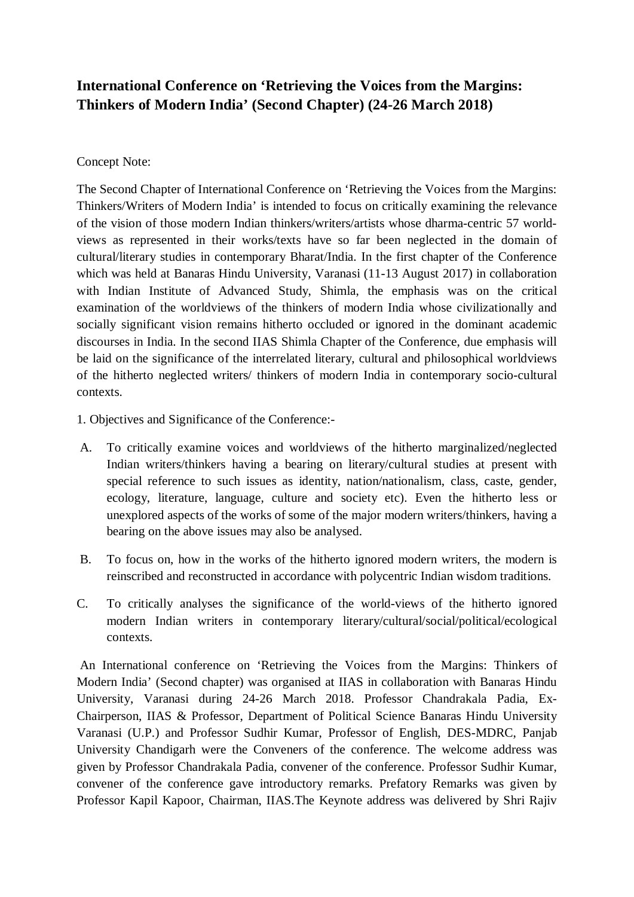# International Conference on 'Retrieving the Voices from the Margins: Thinkers of Modern India' (Second Chapter) (24-26 March 2018)

Concept Note:

The Second Chapter of International Conference on 'Retrieving the Voices from the Margins: Thinkers/Writers of Modern India' is intended to focus on critically examining the relevance of the vision of those modern Indian thinkers/writers/artists whose dharma-centric 57 world-views as represented in their works/texts have so far been neglected in the domain of cultural/literary studies in contemporary Bharat/India. In the first chapter of the Conference which was held at Banaras Hindu University, Varanasi (11-13 August 2017) in collaboration with Indian Institute of Advanced Study, Shimla, the emphasis was on the critical examination of the worldviews of the thinkers of modern India whose civilizationally and socially significant vision remains hitherto occluded or ignored in the dominant academic discourses in India. In the second IIAS Shimla Chapter of the Conference, due emphasis will be laid on the significance of the interrelated literary, cultural and philosophical worldviews of the hitherto neglected writers/ thinkers of modern India in contemporary socio-cultural contexts.

1. Objectives and Significance of the Conference:-

A. To critically examine voices and worldviews of the hitherto marginalized/neglected Indian writers/thinkers having a bearing on literary/cultural studies at present with special reference to such issues as identity, nation/nationalism, class, caste, gender, ecology, literature, language, culture and society etc). Even the hitherto less or unexplored aspects of the works of some of the major modern writers/thinkers, having a bearing on the above issues may also be analysed.

B. To focus on, how in the works of the hitherto ignored modern writers, the modern is reinscribed and reconstructed in accordance with polycentric Indian wisdom traditions.

C. To critically analyses the significance of the world-views of the hitherto ignored modern Indian writers in contemporary literary/cultural/social/political/ecological contexts.

An International conference on 'Retrieving the Voices from the Margins: Thinkers of Modern India' (Second chapter) was organised at IIAS in collaboration with Banaras Hindu University, Varanasi during 24-26 March 2018. Professor Chandrakala Padia, Ex-Chairperson, IIAS & Professor, Department of Political Science Banaras Hindu University Varanasi (U.P.) and Professor Sudhir Kumar, Professor of English, DES-MDRC, Panjab University Chandigarh were the Conveners of the conference. The welcome address was given by Professor Chandrakala Padia, convener of the conference. Professor Sudhir Kumar, convener of the conference gave introductory remarks. Prefatory Remarks was given by Professor Kapil Kapoor, Chairman, IIAS.The Keynote address was delivered by Shri Rajiv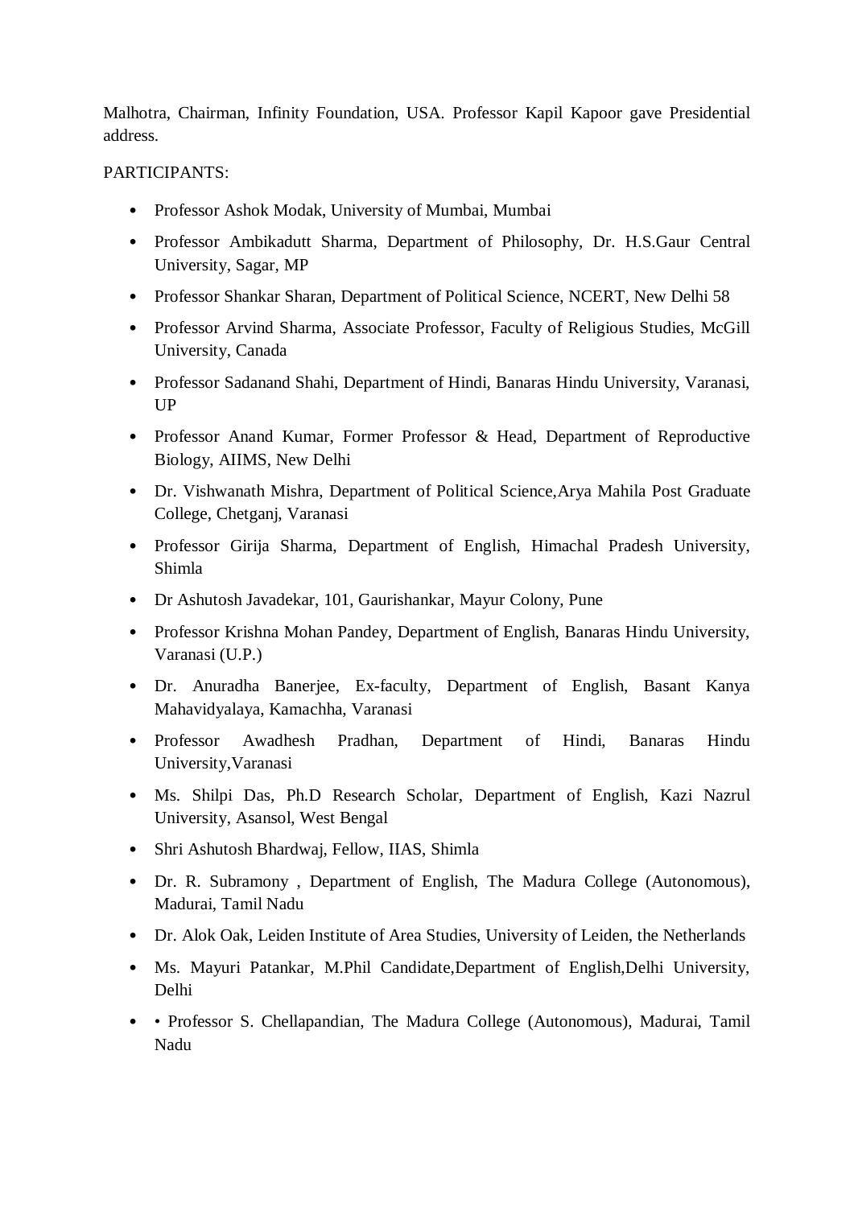Malhotra, Chairman, Infinity Foundation, USA. Professor Kapil Kapoor gave Presidential address.

PARTICIPANTS:

- Professor Ashok Modak, University of Mumbai, Mumbai
- Professor Ambikadutt Sharma, Department of Philosophy, Dr. H.S.Gaur Central University, Sagar, MP
- Professor Shankar Sharan, Department of Political Science, NCERT, New Delhi 58
- Professor Arvind Sharma, Associate Professor, Faculty of Religious Studies, McGill University, Canada
- Professor Sadanand Shahi, Department of Hindi, Banaras Hindu University, Varanasi, UP
- Professor Anand Kumar, Former Professor & Head, Department of Reproductive Biology, AIIMS, New Delhi
- Dr. Vishwanath Mishra, Department of Political Science,Arya Mahila Post Graduate College, Chetganj, Varanasi
- Professor Girija Sharma, Department of English, Himachal Pradesh University, Shimla
- Dr Ashutosh Javadekar, 101, Gaurishankar, Mayur Colony, Pune
- Professor Krishna Mohan Pandey, Department of English, Banaras Hindu University, Varanasi (U.P.)
- Dr. Anuradha Banerjee, Ex-faculty, Department of English, Basant Kanya Mahavidyalaya, Kamachha, Varanasi
- Professor Awadhesh Pradhan, Department of Hindi, Banaras Hindu University,Varanasi
- Ms. Shilpi Das, Ph.D Research Scholar, Department of English, Kazi Nazrul University, Asansol, West Bengal
- Shri Ashutosh Bhardwaj, Fellow, IIAS, Shimla
- Dr. R. Subramony , Department of English, The Madura College (Autonomous), Madurai, Tamil Nadu
- Dr. Alok Oak, Leiden Institute of Area Studies, University of Leiden, the Netherlands
- Ms. Mayuri Patankar, M.Phil Candidate,Department of English,Delhi University, Delhi
- • Professor S. Chellapandian, The Madura College (Autonomous), Madurai, Tamil Nadu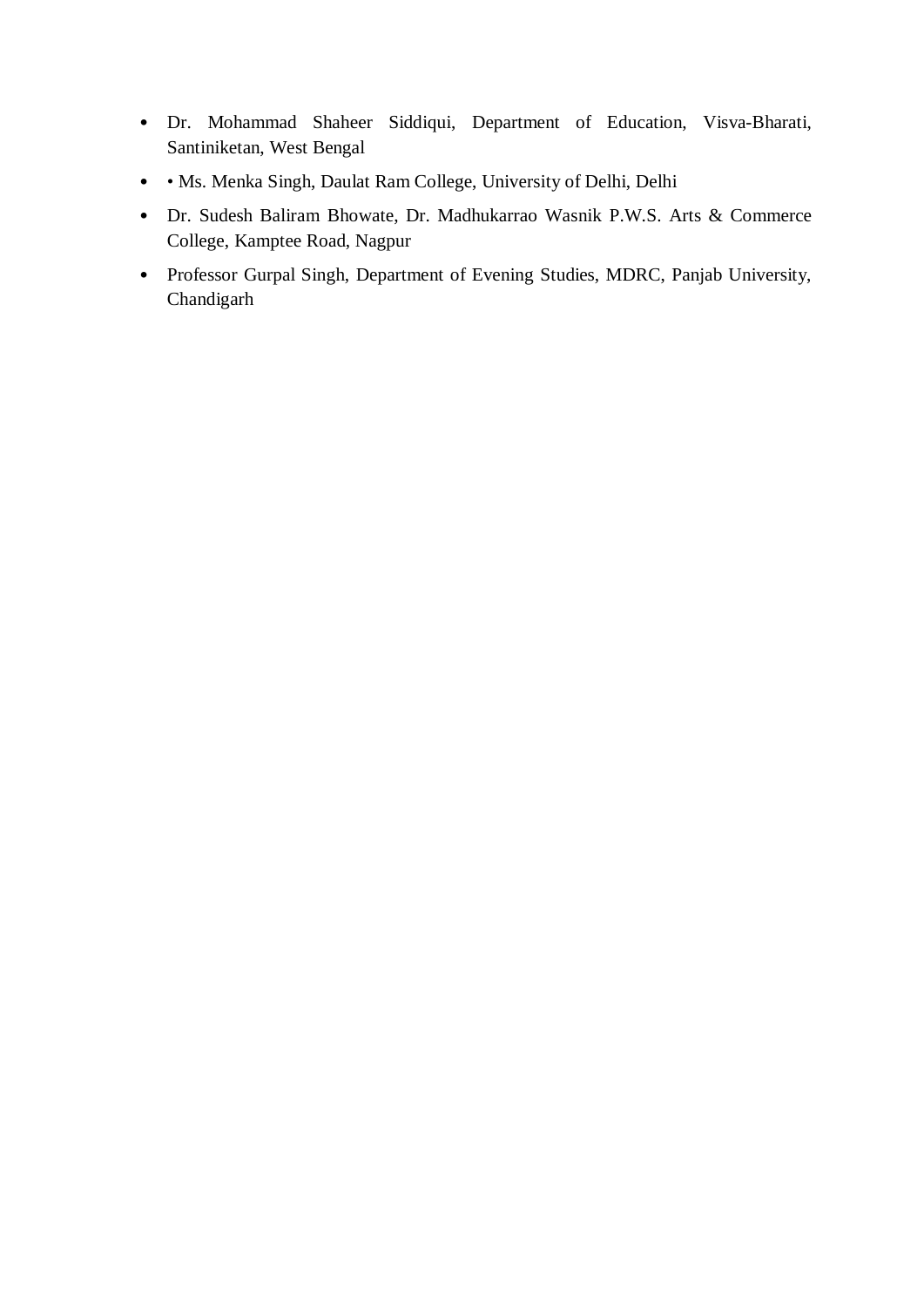- Dr. Mohammad Shaheer Siddiqui, Department of Education, Visva-Bharati, Santiniketan, West Bengal
- • Ms. Menka Singh, Daulat Ram College, University of Delhi, Delhi
- Dr. Sudesh Baliram Bhowate, Dr. Madhukarrao Wasnik P.W.S. Arts & Commerce College, Kamptee Road, Nagpur
- Professor Gurpal Singh, Department of Evening Studies, MDRC, Panjab University, Chandigarh